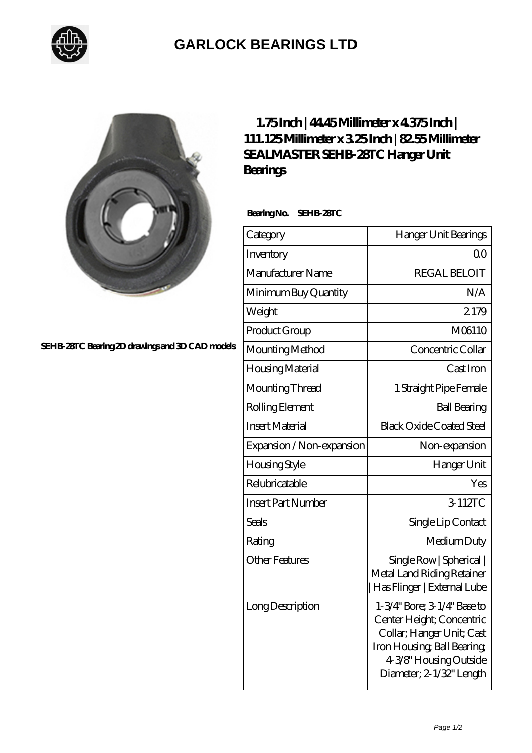## GARLOCK BEARINGS LTD

SEHB-28TC Bearing 2D drawings and 3D CAD models

# 1.75 Inch | 44.45 Millimeter x 4.375 Inch | 111.125 Millimeter x 3.25 Inch | 82.55 Millimeter SEALMASTER SEHB-28TC Hanger Unit Bearings

**Bearing No.** **SEHB-28TC**

| Category | Hanger Unit Bearings |
|---|---|
| Inventory | 0.0 |
| Manufacturer Name | REGAL BELOIT |
| Minimum Buy Quantity | N/A |
| Weight | 2.179 |
| Product Group | M06110 |
| Mounting Method | Concentric Collar |
| Housing Material | Cast Iron |
| Mounting Thread | 1 Straight Pipe Female |
| Rolling Element | Ball Bearing |
| Insert Material | Black Oxide Coated Steel |
| Expansion / Non-expansion | Non-expansion |
| Housing Style | Hanger Unit |
| Relubricatable | Yes |
| Insert Part Number | 3-112TC |
| Seals | Single Lip Contact |
| Rating | Medium Duty |
| Other Features | Single Row \| Spherical \| Metal Land Riding Retainer \| Has Flinger \| External Lube |
| Long Description | 1-3/4" Bore; 3-1/4" Base to Center Height; Concentric Collar; Hanger Unit; Cast Iron Housing; Ball Bearing; 4-3/8" Housing Outside Diameter; 2-1/32" Length |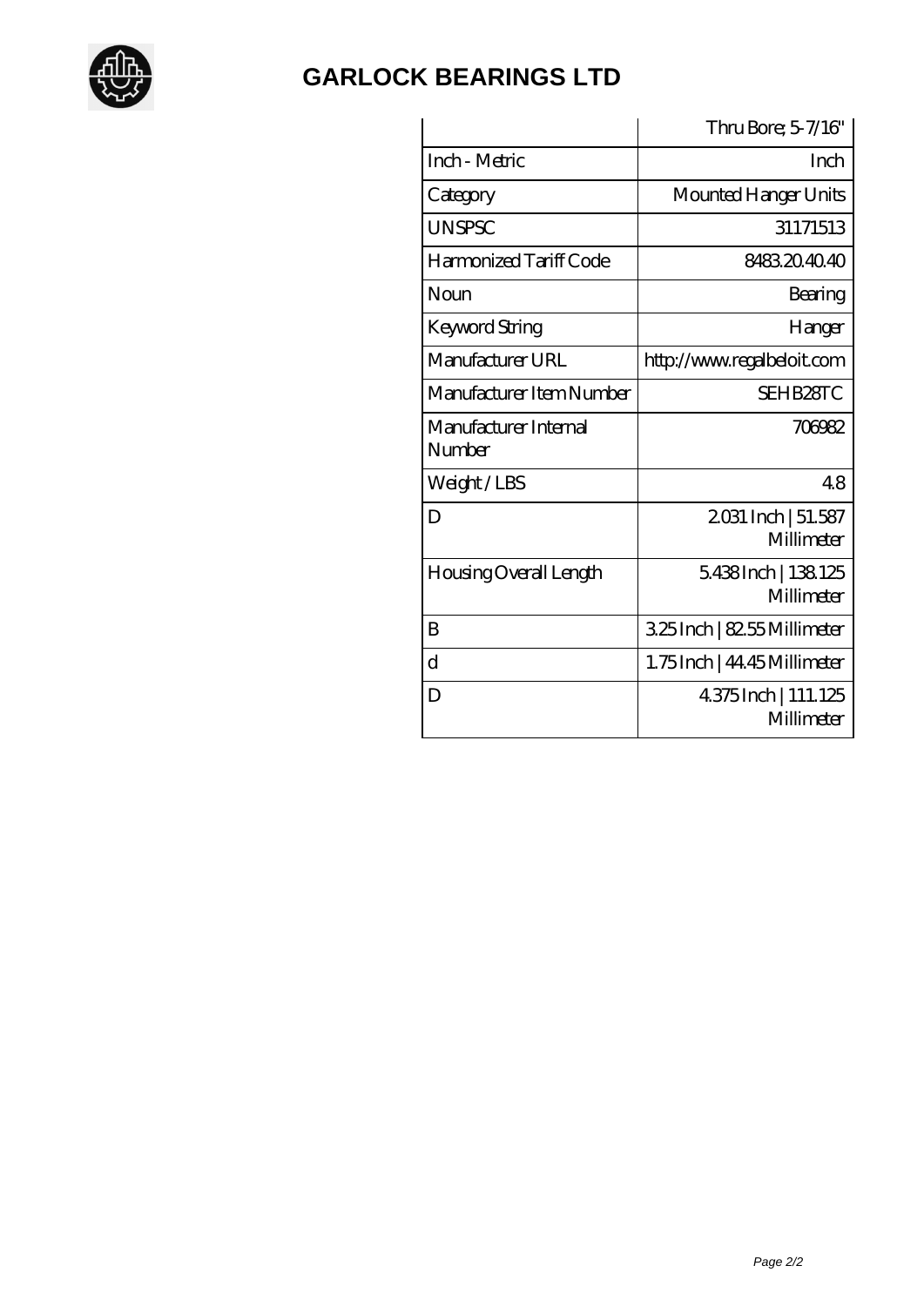# GARLOCK BEARINGS LTD

| | |
|---|---|
| | Thru Bore; 5-7/16" |
| Inch - Metric | Inch |
| Category | Mounted Hanger Units |
| UNSPSC | 31171513 |
| Harmonized Tariff Code | 8483.20.40.40 |
| Noun | Bearing |
| Keyword String | Hanger |
| Manufacturer URL | http://www.regalbeloit.com |
| Manufacturer Item Number | SEHB28TC |
| Manufacturer Internal Number | 706982 |
| Weight / LBS | 4.8 |
| D | 2.031 Inch \| 51.587 Millimeter |
| Housing Overall Length | 5.438 Inch \| 138.125 Millimeter |
| B | 3.25 Inch \| 82.55 Millimeter |
| d | 1.75 Inch \| 44.45 Millimeter |
| D | 4.375 Inch \| 111.125 Millimeter |